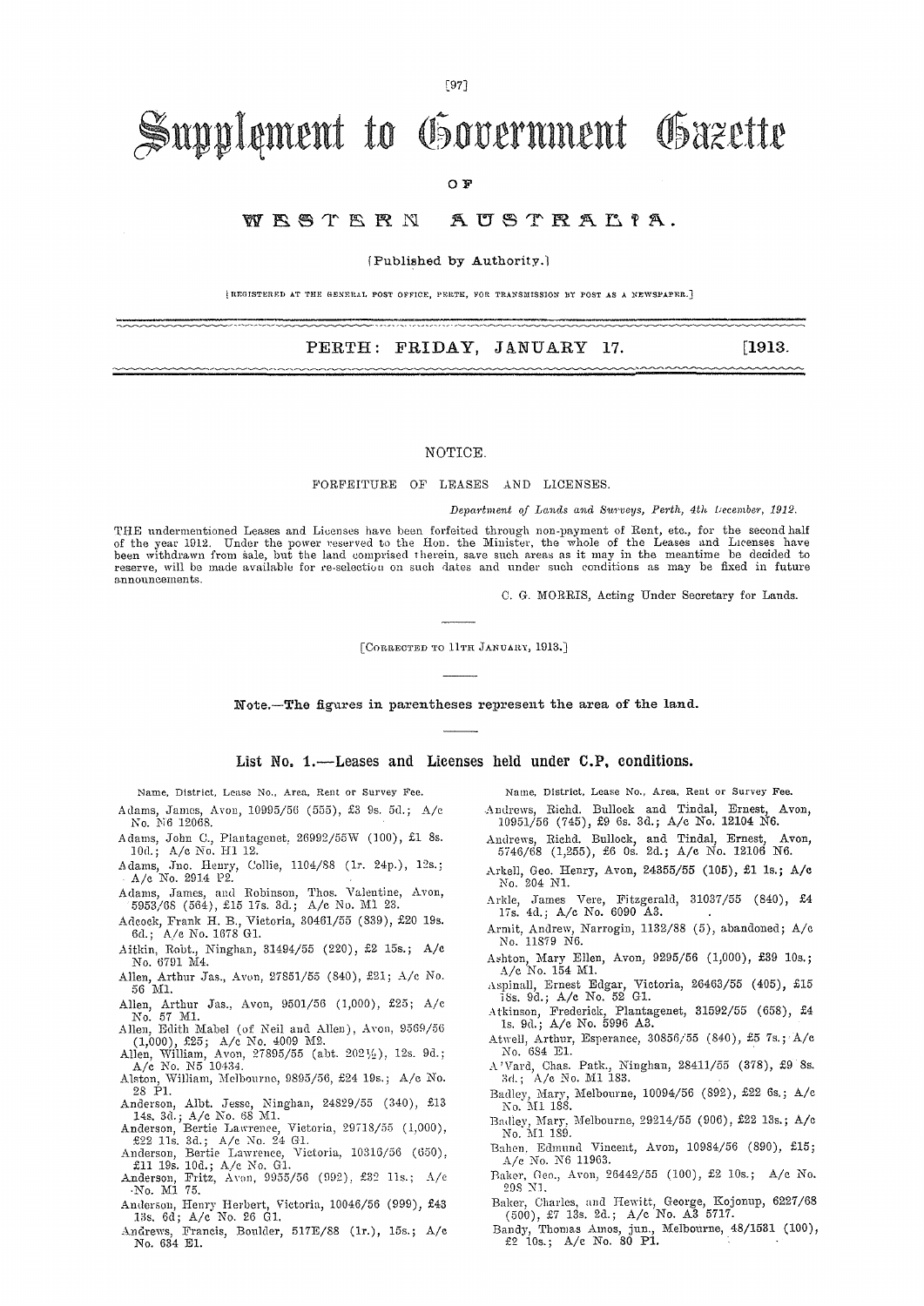# Supplement to Government Gazette

OF

## WESTERN AUSTRALIA.

[Published by Authority.]

[REGISTERED AT THE GENERAL POST OFFICE, PERTH, FOR TRANSMISSION BY POST AS A NEWSPAPER.]

**PERTH: FRIDAY, JANUARY 17. [1913.**

NOTICE.

FORFEITURE OF LEASES AND LICENSES.

*Department of Lands and Surveys, Perth, 4th December, 1912.*

THE undermentioned Leases and Licenses have been forfeited through non-payment of Rent, etc., for the second half of the year 1912. Under the power reserved to the Hon. the Minister, the whole of the Leases and Licenses have been withdrawn from sale, but the land comprised therein, save such areas as it may in the meantime be decided to reserve, will be made available for re-selection on such dates and under such conditions as may be fixed in future announcements.

C. G. MORRIS, Acting Under Secretary for Lands.

[CORRECTED TO 11TH JANUARY, 1913.]

**Note.—The figures in parentheses represent the area of the land.**

### List No. 1.—Leases and Licenses held under C.P. conditions.

Name, District, Lease No., Area, Rent or Survey Fee.

Adams, James, Avon, 10995/56 (555), £3 9s. 5d.; A/c No. N6 12068.

Adams, John C., Plantagenet, 26992/55W (100), £1 8s. 10d.; A/c No. H1 12.

Adams, Jno. Henry, Collie, 1104/88 (1r. 24p.), 12s.; A/c No. 2914 P2.

Adams, James, and Robinson, Thos. Valentine, Avon, 5953/68 (564), £15 17s. 3d.; A/c No. M1 23.

Adcock, Frank H. B., Victoria, 30461/55 (339), £20 19s. 6d.; A/c No. 1678 G1.

Aitkin, Robt., Ninghan, 31494/55 (220), £2 15s.; A/c No. 6791 M4.

Allen, Arthur Jas., Avon, 27851/55 (840), £21; A/c No. 56 M1.

Allen, Arthur Jas., Avon, 9501/56 (1,000), £25; A/c No. 57 M1.

Allen, Edith Mabel (of Neil and Allen), Avon, 9569/56 (1,000), £25; A/c No. 4009 M2.

Allen, William, Avon, 27895/55 (abt. 202½), 12s. 9d.; A/c No. N5 10434.

Alston, William, Melbourne, 9895/56, £24 19s.; A/c No. 28 P1.

Anderson, Albt. Jesse, Ninghan, 24829/55 (340), £13 14s. 3d.; A/c No. 68 M1.

Anderson, Bertie Lawrence, Victoria, 29718/55 (1,000), £22 11s. 3d.; A/c No. 24 G1.

Anderson, Bertie Lawrence, Victoria, 10316/56 (650), £11 19s. 10d.; A/c No. G1.

Anderson, Fritz, Avon, 9955/56 (992), £32 11s.; A/c No. M1 75.

Anderson, Henry Herbert, Victoria, 10046/56 (999), £43 13s. 6d; A/c No. 26 G1.

Andrews, Francis, Boulder, 517E/88 (1r.), 15s.; A/c No. 634 E1.

Name, District, Lease No., Area, Rent or Survey Fee.

Andrews, Richd. Bullock and Tindal, Ernest, Avon, 10951/56 (745), £9 6s. 3d.; A/c No. 12104 N6.

Andrews, Richd. Bullock, and Tindal, Ernest, Avon, 5746/68 (1,255), £6 0s. 2d.; A/c No. 12106 N6.

Arkell, Geo. Henry, Avon, 24355/55 (105), £1 1s.; A/c No. 204 N1.

Arkle, James Vere, Fitzgerald, 31037/55 (840), £4 17s. 4d.; A/c No. 6090 A3.

Armit, Andrew, Narrogin, 1132/88 (5), abandoned; A/c No. 11879 N6.

Ashton, Mary Ellen, Avon, 9295/56 (1,000), £39 10s.; A/c No. 154 M1.

Aspinall, Ernest Edgar, Victoria, 26463/55 (405), £15 18s. 9d.; A/c No. 52 G1.

Atkinson, Frederick, Plantagenet, 31592/55 (658), £4 1s. 9d.; A/c No. 5996 A3.

Atwell, Arthur, Esperance, 30856/55 (840), £5 7s.; A/c No. 684 E1.

A'Vard, Chas. Patk., Ninghan, 28411/55 (378), £9 8s. 3d.; A/c No. M1 183.

Badley, Mary, Melbourne, 10094/56 (892), £22 6s.; A/c No. M1 188.

Badley, Mary, Melbourne, 29214/55 (906), £22 13s.; A/c No. M1 189.

Bahen, Edmund Vincent, Avon, 10984/56 (890), £15; A/c No. N6 11963.

Baker, Geo., Avon, 26442/55 (100), £2 10s.; A/c No. 298 N1.

Baker, Charles, and Hewitt, George, Kojonup, 6227/68 (500), £7 13s. 2d.; A/c No. A3 5717.

Bandy, Thomas Amos, jun., Melbourne, 48/1531 (100), £2 10s.; A/c No. 80 P1.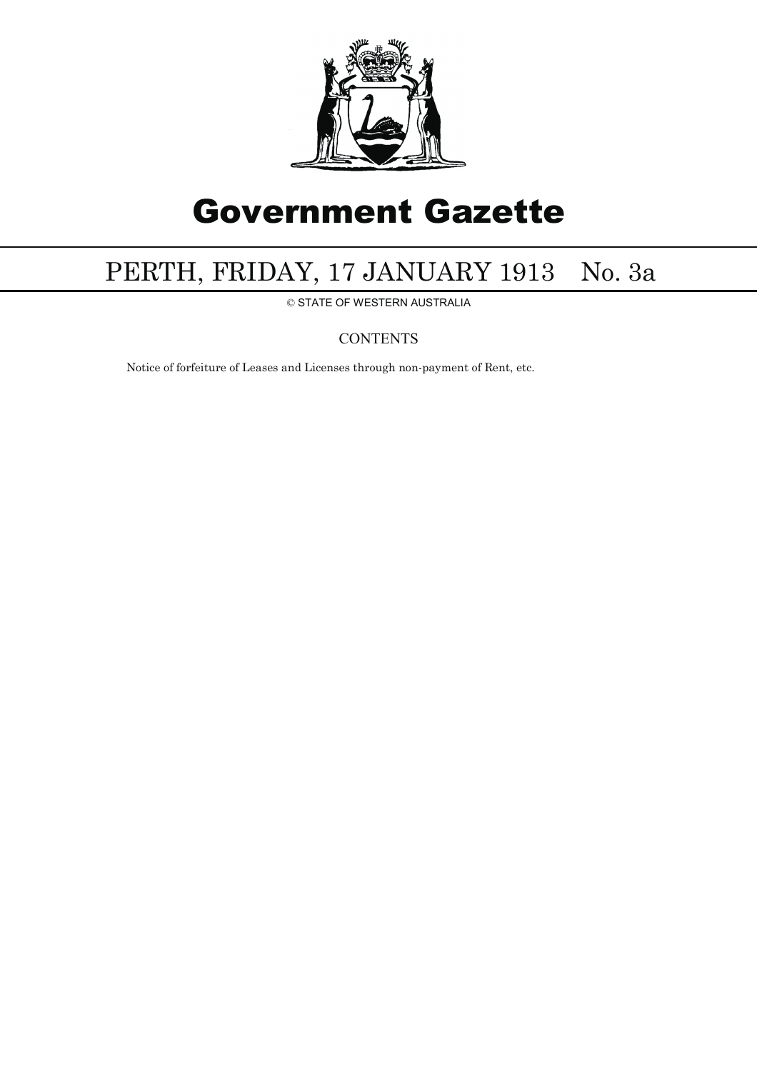# Government Gazette

## PERTH, FRIDAY, 17 JANUARY 1913 No. 3a

© STATE OF WESTERN AUSTRALIA

CONTENTS

Notice of forfeiture of Leases and Licenses through non-payment of Rent, etc.